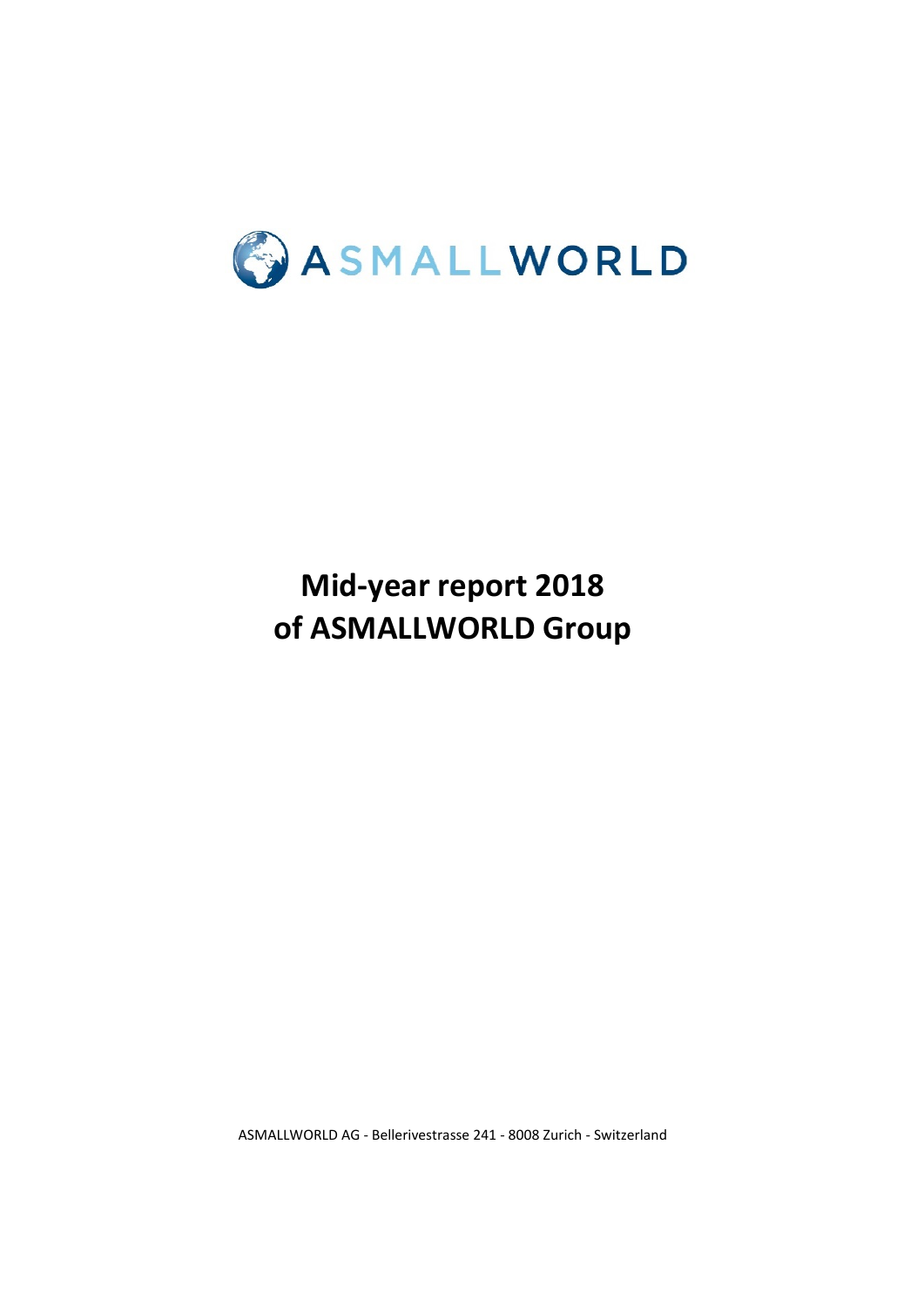ASMALLWORLD

# Mid-year report 2018 of ASMALLWORLD Group

ASMALLWORLD AG - Bellerivestrasse 241 - 8008 Zurich - Switzerland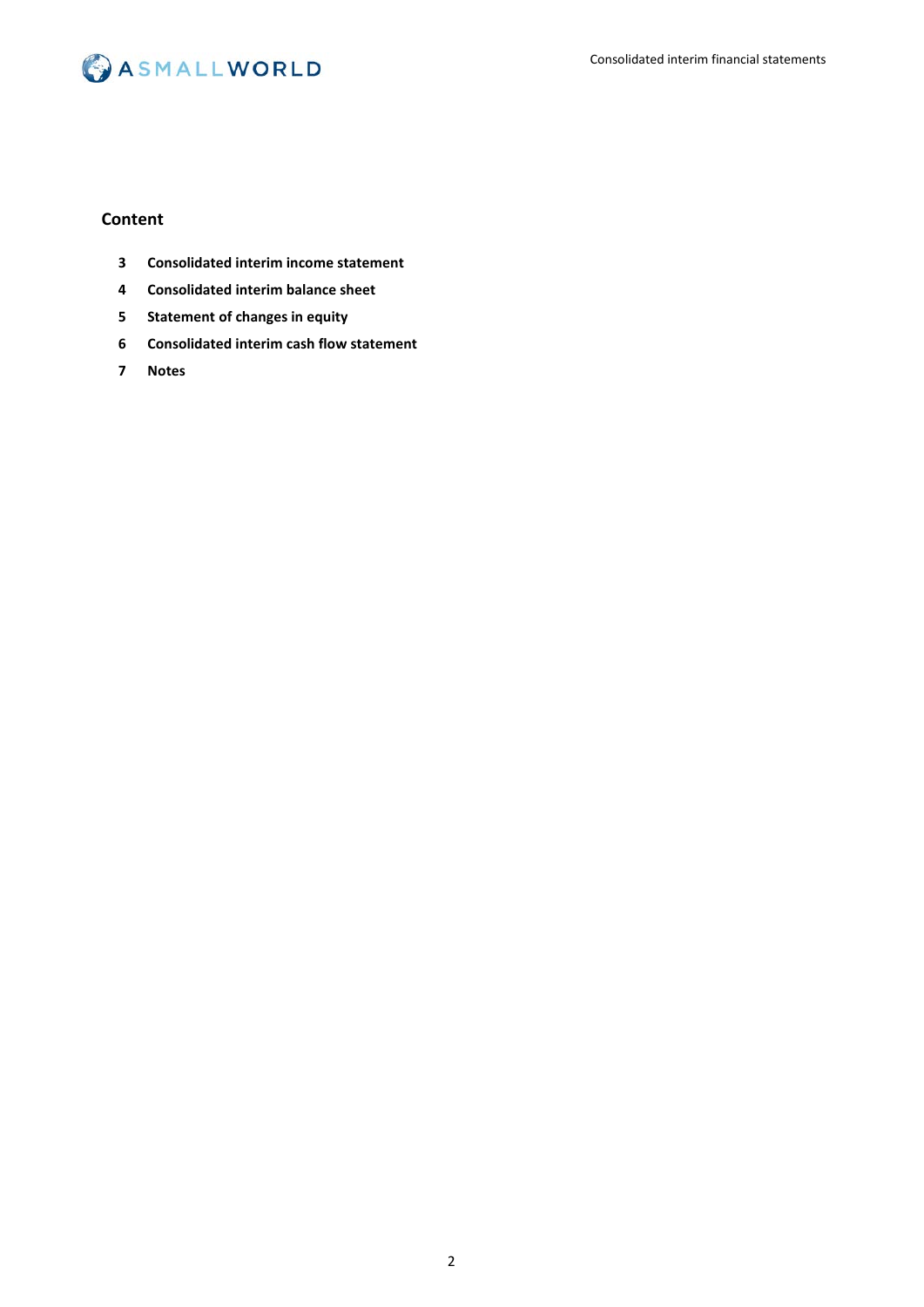## Content

- 3 **Consolidated interim income statement**
- 4 **Consolidated interim balance sheet**
- 5 **Statement of changes in equity**
- 6 **Consolidated interim cash flow statement**
- 7 **Notes**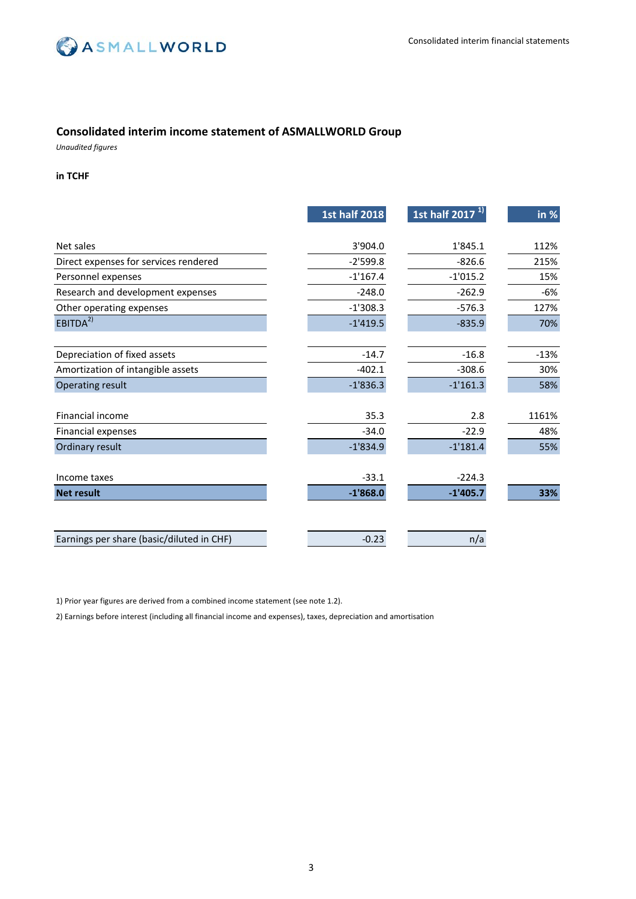## Consolidated interim income statement of ASMALLWORLD Group

*Unaudited figures*

**in TCHF**

| | 1st half 2018 | 1st half 2017 [1)] | in % |
|---|---|---|---|
| Net sales | 3'904.0 | 1'845.1 | 112% |
| Direct expenses for services rendered | -2'599.8 | -826.6 | 215% |
| Personnel expenses | -1'167.4 | -1'015.2 | 15% |
| Research and development expenses | -248.0 | -262.9 | -6% |
| Other operating expenses | -1'308.3 | -576.3 | 127% |
| EBITDA[2)] | -1'419.5 | -835.9 | 70% |
| | | | |
| Depreciation of fixed assets | -14.7 | -16.8 | -13% |
| Amortization of intangible assets | -402.1 | -308.6 | 30% |
| Operating result | -1'836.3 | -1'161.3 | 58% |
| | | | |
| Financial income | 35.3 | 2.8 | 1161% |
| Financial expenses | -34.0 | -22.9 | 48% |
| Ordinary result | -1'834.9 | -1'181.4 | 55% |
| | | | |
| Income taxes | -33.1 | -224.3 | |
| **Net result** | **-1'868.0** | **-1'405.7** | **33%** |
| | | | |
| Earnings per share (basic/diluted in CHF) | -0.23 | n/a | |

1) Prior year figures are derived from a combined income statement (see note 1.2).

2) Earnings before interest (including all financial income and expenses), taxes, depreciation and amortisation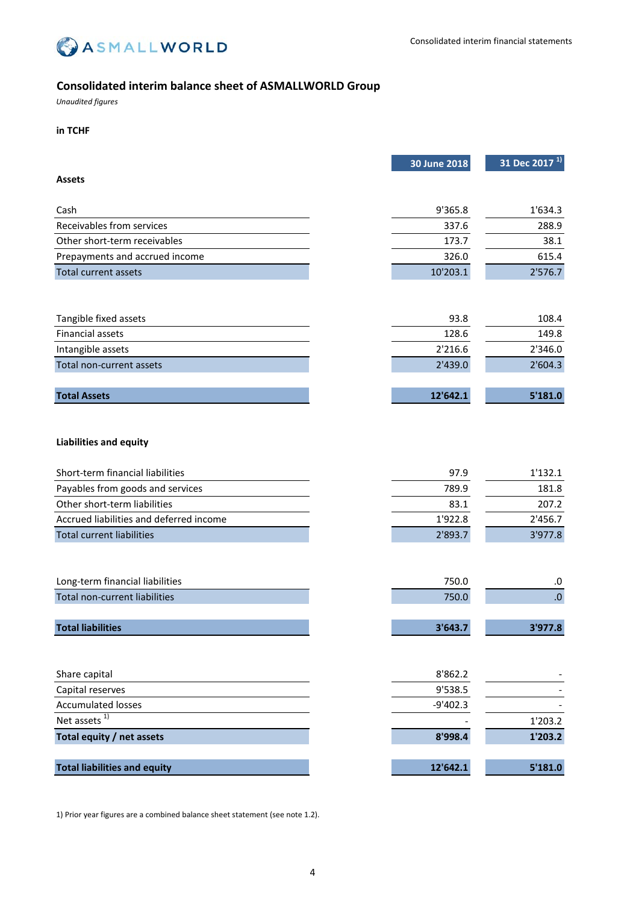## Consolidated interim balance sheet of ASMALLWORLD Group

*Unaudited figures*

**in TCHF**

| | 30 June 2018 | 31 Dec 2017 [1)] |
|---|---|---|
| **Assets** | | |
| Cash | 9'365.8 | 1'634.3 |
| Receivables from services | 337.6 | 288.9 |
| Other short-term receivables | 173.7 | 38.1 |
| Prepayments and accrued income | 326.0 | 615.4 |
| Total current assets | 10'203.1 | 2'576.7 |
| Tangible fixed assets | 93.8 | 108.4 |
| Financial assets | 128.6 | 149.8 |
| Intangible assets | 2'216.6 | 2'346.0 |
| Total non-current assets | 2'439.0 | 2'604.3 |
| **Total Assets** | **12'642.1** | **5'181.0** |
| **Liabilities and equity** | | |
| Short-term financial liabilities | 97.9 | 1'132.1 |
| Payables from goods and services | 789.9 | 181.8 |
| Other short-term liabilities | 83.1 | 207.2 |
| Accrued liabilities and deferred income | 1'922.8 | 2'456.7 |
| Total current liabilities | 2'893.7 | 3'977.8 |
| Long-term financial liabilities | 750.0 | .0 |
| Total non-current liabilities | 750.0 | .0 |
| **Total liabilities** | **3'643.7** | **3'977.8** |
| Share capital | 8'862.2 | - |
| Capital reserves | 9'538.5 | - |
| Accumulated losses | -9'402.3 | - |
| Net assets [1)] | - | 1'203.2 |
| **Total equity / net assets** | **8'998.4** | **1'203.2** |
| **Total liabilities and equity** | **12'642.1** | **5'181.0** |

1) Prior year figures are a combined balance sheet statement (see note 1.2).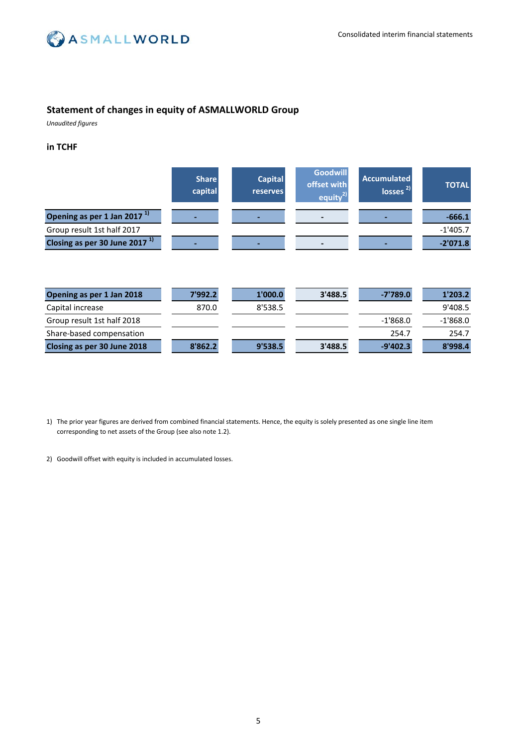## Statement of changes in equity of ASMALLWORLD Group

*Unaudited figures*

**in TCHF**

| | Share capital | Capital reserves | Goodwill offset with equity[2)] | Accumulated losses [2)] | TOTAL |
|---|---|---|---|---|---|
| **Opening as per 1 Jan 2017 [1)]** | **-** | **-** | **-** | **-** | **-666.1** |
| Group result 1st half 2017 | | | | | -1'405.7 |
| **Closing as per 30 June 2017 [1)]** | **-** | **-** | **-** | **-** | **-2'071.8** |

| | Share capital | Capital reserves | Goodwill offset with equity[2)] | Accumulated losses [2)] | TOTAL |
|---|---|---|---|---|---|
| **Opening as per 1 Jan 2018** | **7'992.2** | **1'000.0** | **3'488.5** | **-7'789.0** | **1'203.2** |
| Capital increase | 870.0 | 8'538.5 | | | 9'408.5 |
| Group result 1st half 2018 | | | | -1'868.0 | -1'868.0 |
| Share-based compensation | | | | 254.7 | 254.7 |
| **Closing as per 30 June 2018** | **8'862.2** | **9'538.5** | **3'488.5** | **-9'402.3** | **8'998.4** |

1) The prior year figures are derived from combined financial statements. Hence, the equity is solely presented as one single line item corresponding to net assets of the Group (see also note 1.2).

2) Goodwill offset with equity is included in accumulated losses.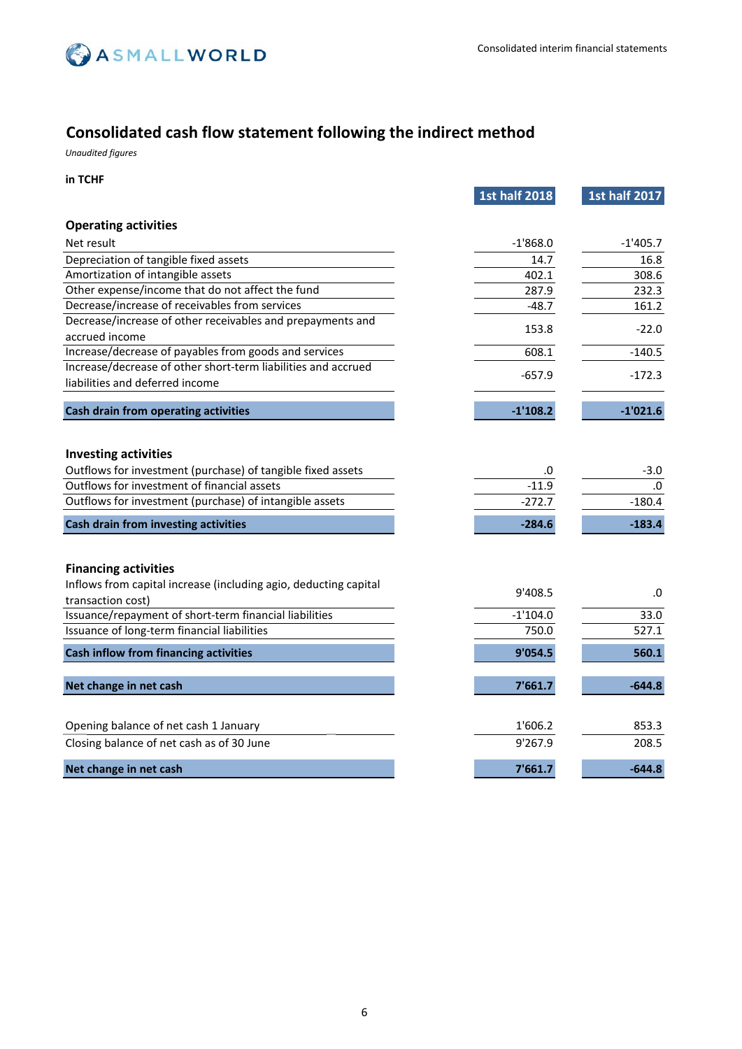## Consolidated cash flow statement following the indirect method

*Unaudited figures*

**in TCHF**

| | 1st half 2018 | 1st half 2017 |
|---|---|---|
| **Operating activities** | | |
| Net result | -1'868.0 | -1'405.7 |
| Depreciation of tangible fixed assets | 14.7 | 16.8 |
| Amortization of intangible assets | 402.1 | 308.6 |
| Other expense/income that do not affect the fund | 287.9 | 232.3 |
| Decrease/increase of receivables from services | -48.7 | 161.2 |
| Decrease/increase of other receivables and prepayments and accrued income | 153.8 | -22.0 |
| Increase/decrease of payables from goods and services | 608.1 | -140.5 |
| Increase/decrease of other short-term liabilities and accrued liabilities and deferred income | -657.9 | -172.3 |
| **Cash drain from operating activities** | **-1'108.2** | **-1'021.6** |
| **Investing activities** | | |
| Outflows for investment (purchase) of tangible fixed assets | .0 | -3.0 |
| Outflows for investment of financial assets | -11.9 | .0 |
| Outflows for investment (purchase) of intangible assets | -272.7 | -180.4 |
| **Cash drain from investing activities** | **-284.6** | **-183.4** |
| **Financing activities** | | |
| Inflows from capital increase (including agio, deducting capital transaction cost) | 9'408.5 | .0 |
| Issuance/repayment of short-term financial liabilities | -1'104.0 | 33.0 |
| Issuance of long-term financial liabilities | 750.0 | 527.1 |
| **Cash inflow from financing activities** | **9'054.5** | **560.1** |
| **Net change in net cash** | **7'661.7** | **-644.8** |
| Opening balance of net cash 1 January | 1'606.2 | 853.3 |
| Closing balance of net cash as of 30 June | 9'267.9 | 208.5 |
| **Net change in net cash** | **7'661.7** | **-644.8** |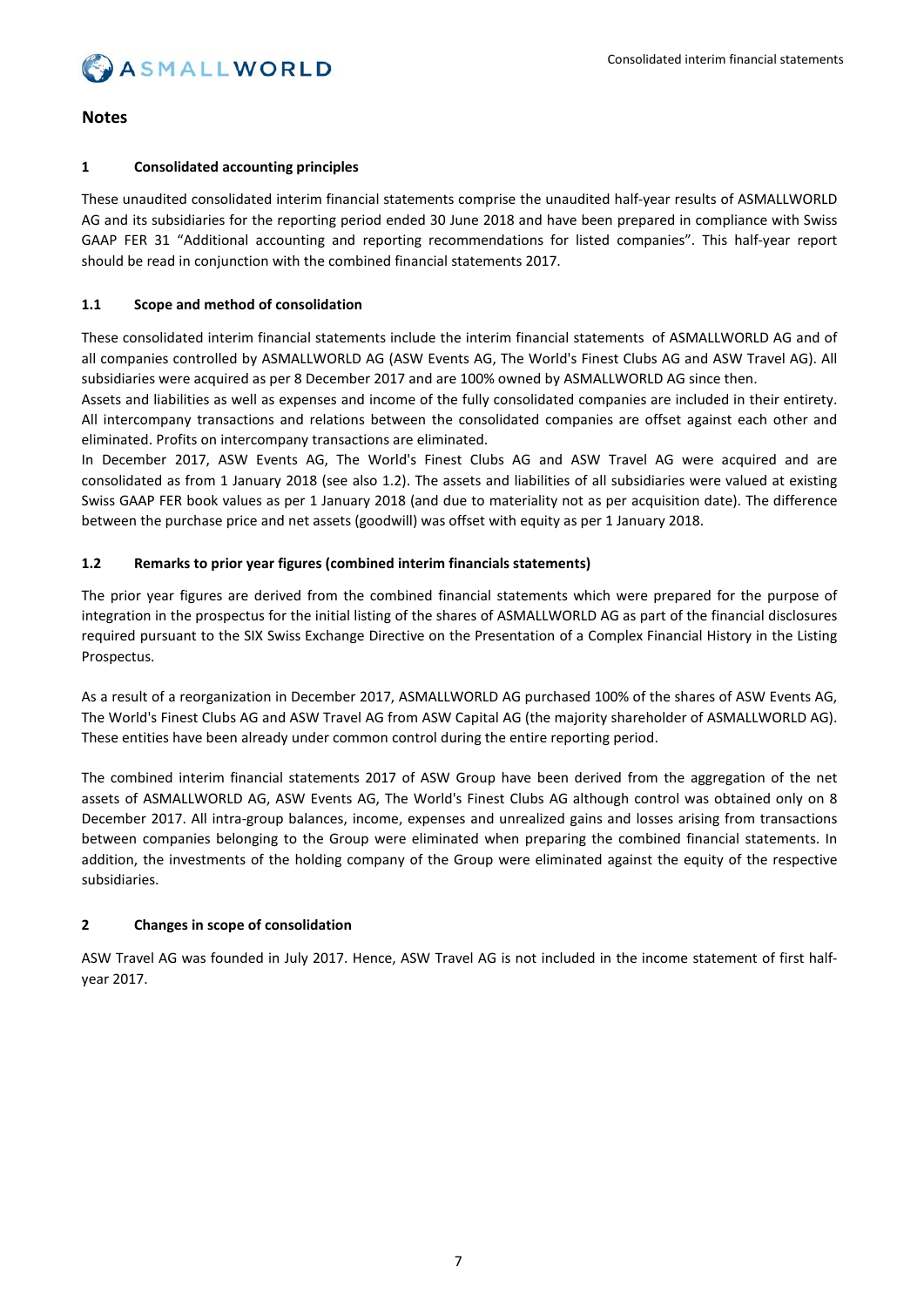## Notes

### 1 Consolidated accounting principles

These unaudited consolidated interim financial statements comprise the unaudited half-year results of ASMALLWORLD AG and its subsidiaries for the reporting period ended 30 June 2018 and have been prepared in compliance with Swiss GAAP FER 31 "Additional accounting and reporting recommendations for listed companies". This half-year report should be read in conjunction with the combined financial statements 2017.

### 1.1 Scope and method of consolidation

These consolidated interim financial statements include the interim financial statements of ASMALLWORLD AG and of all companies controlled by ASMALLWORLD AG (ASW Events AG, The World's Finest Clubs AG and ASW Travel AG). All subsidiaries were acquired as per 8 December 2017 and are 100% owned by ASMALLWORLD AG since then.
Assets and liabilities as well as expenses and income of the fully consolidated companies are included in their entirety. All intercompany transactions and relations between the consolidated companies are offset against each other and eliminated. Profits on intercompany transactions are eliminated.
In December 2017, ASW Events AG, The World's Finest Clubs AG and ASW Travel AG were acquired and are consolidated as from 1 January 2018 (see also 1.2). The assets and liabilities of all subsidiaries were valued at existing Swiss GAAP FER book values as per 1 January 2018 (and due to materiality not as per acquisition date). The difference between the purchase price and net assets (goodwill) was offset with equity as per 1 January 2018.

### 1.2 Remarks to prior year figures (combined interim financials statements)

The prior year figures are derived from the combined financial statements which were prepared for the purpose of integration in the prospectus for the initial listing of the shares of ASMALLWORLD AG as part of the financial disclosures required pursuant to the SIX Swiss Exchange Directive on the Presentation of a Complex Financial History in the Listing Prospectus.

As a result of a reorganization in December 2017, ASMALLWORLD AG purchased 100% of the shares of ASW Events AG, The World's Finest Clubs AG and ASW Travel AG from ASW Capital AG (the majority shareholder of ASMALLWORLD AG). These entities have been already under common control during the entire reporting period.

The combined interim financial statements 2017 of ASW Group have been derived from the aggregation of the net assets of ASMALLWORLD AG, ASW Events AG, The World's Finest Clubs AG although control was obtained only on 8 December 2017. All intra-group balances, income, expenses and unrealized gains and losses arising from transactions between companies belonging to the Group were eliminated when preparing the combined financial statements. In addition, the investments of the holding company of the Group were eliminated against the equity of the respective subsidiaries.

### 2 Changes in scope of consolidation

ASW Travel AG was founded in July 2017. Hence, ASW Travel AG is not included in the income statement of first half-year 2017.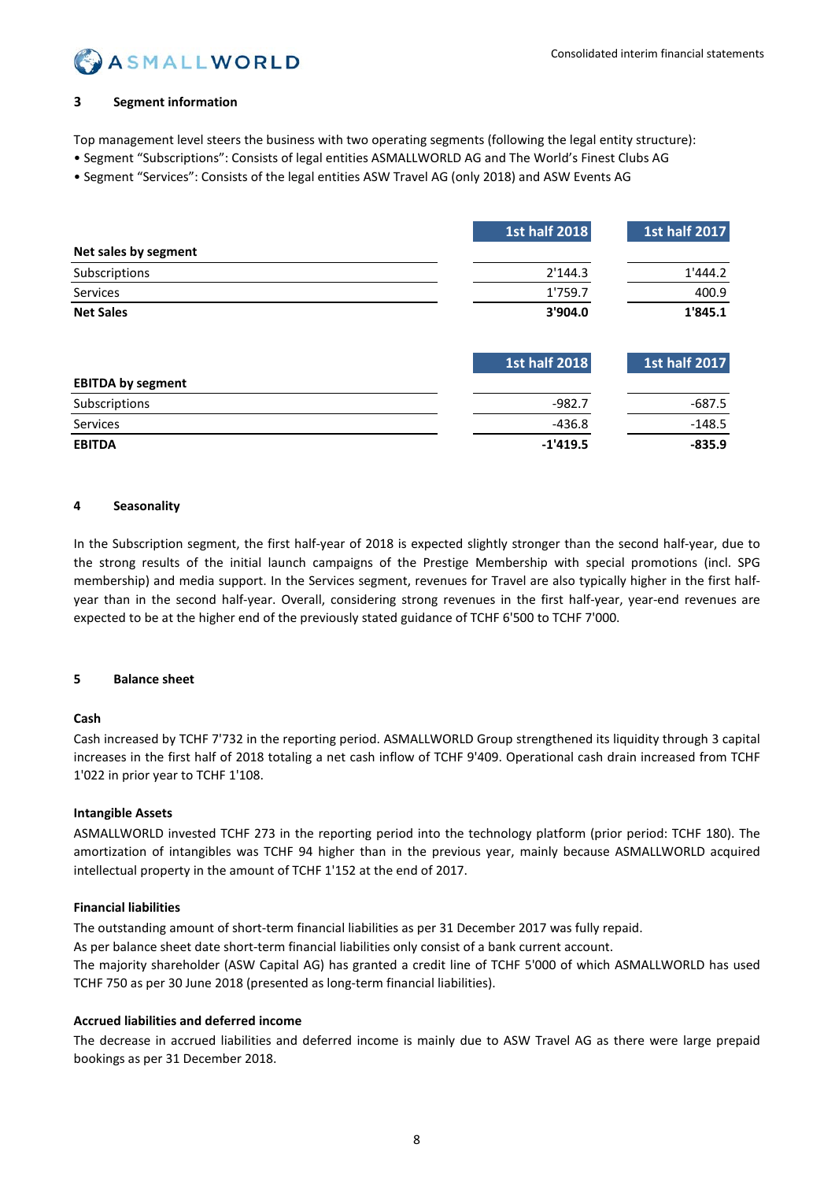## 3 Segment information

Top management level steers the business with two operating segments (following the legal entity structure):

- Segment "Subscriptions": Consists of legal entities ASMALLWORLD AG and The World's Finest Clubs AG
- Segment "Services": Consists of the legal entities ASW Travel AG (only 2018) and ASW Events AG

| Net sales by segment | 1st half 2018 | 1st half 2017 |
|---|---|---|
| Subscriptions | 2'144.3 | 1'444.2 |
| Services | 1'759.7 | 400.9 |
| **Net Sales** | **3'904.0** | **1'845.1** |

| EBITDA by segment | 1st half 2018 | 1st half 2017 |
|---|---|---|
| Subscriptions | -982.7 | -687.5 |
| Services | -436.8 | -148.5 |
| **EBITDA** | **-1'419.5** | **-835.9** |

## 4 Seasonality

In the Subscription segment, the first half-year of 2018 is expected slightly stronger than the second half-year, due to the strong results of the initial launch campaigns of the Prestige Membership with special promotions (incl. SPG membership) and media support. In the Services segment, revenues for Travel are also typically higher in the first half-year than in the second half-year. Overall, considering strong revenues in the first half-year, year-end revenues are expected to be at the higher end of the previously stated guidance of TCHF 6'500 to TCHF 7'000.

## 5 Balance sheet

**Cash**

Cash increased by TCHF 7'732 in the reporting period. ASMALLWORLD Group strengthened its liquidity through 3 capital increases in the first half of 2018 totaling a net cash inflow of TCHF 9'409. Operational cash drain increased from TCHF 1'022 in prior year to TCHF 1'108.

**Intangible Assets**

ASMALLWORLD invested TCHF 273 in the reporting period into the technology platform (prior period: TCHF 180). The amortization of intangibles was TCHF 94 higher than in the previous year, mainly because ASMALLWORLD acquired intellectual property in the amount of TCHF 1'152 at the end of 2017.

**Financial liabilities**

The outstanding amount of short-term financial liabilities as per 31 December 2017 was fully repaid.

As per balance sheet date short-term financial liabilities only consist of a bank current account.

The majority shareholder (ASW Capital AG) has granted a credit line of TCHF 5'000 of which ASMALLWORLD has used TCHF 750 as per 30 June 2018 (presented as long-term financial liabilities).

**Accrued liabilities and deferred income**

The decrease in accrued liabilities and deferred income is mainly due to ASW Travel AG as there were large prepaid bookings as per 31 December 2018.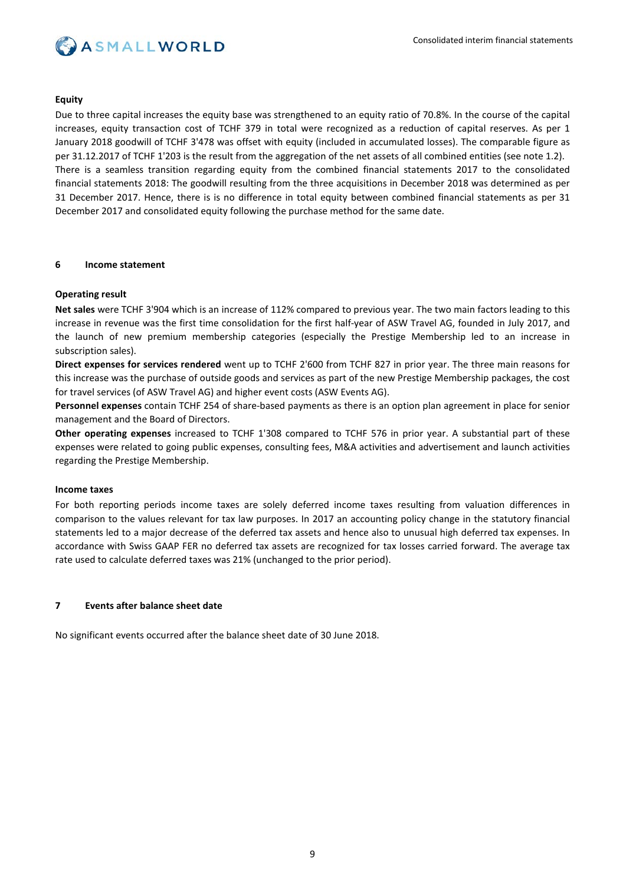### Equity

Due to three capital increases the equity base was strengthened to an equity ratio of 70.8%. In the course of the capital increases, equity transaction cost of TCHF 379 in total were recognized as a reduction of capital reserves. As per 1 January 2018 goodwill of TCHF 3'478 was offset with equity (included in accumulated losses). The comparable figure as per 31.12.2017 of TCHF 1'203 is the result from the aggregation of the net assets of all combined entities (see note 1.2).
There is a seamless transition regarding equity from the combined financial statements 2017 to the consolidated financial statements 2018: The goodwill resulting from the three acquisitions in December 2018 was determined as per 31 December 2017. Hence, there is is no difference in total equity between combined financial statements as per 31 December 2017 and consolidated equity following the purchase method for the same date.

## 6 Income statement

### Operating result

**Net sales** were TCHF 3'904 which is an increase of 112% compared to previous year. The two main factors leading to this increase in revenue was the first time consolidation for the first half-year of ASW Travel AG, founded in July 2017, and the launch of new premium membership categories (especially the Prestige Membership led to an increase in subscription sales).

**Direct expenses for services rendered** went up to TCHF 2'600 from TCHF 827 in prior year. The three main reasons for this increase was the purchase of outside goods and services as part of the new Prestige Membership packages, the cost for travel services (of ASW Travel AG) and higher event costs (ASW Events AG).

**Personnel expenses** contain TCHF 254 of share-based payments as there is an option plan agreement in place for senior management and the Board of Directors.

**Other operating expenses** increased to TCHF 1'308 compared to TCHF 576 in prior year. A substantial part of these expenses were related to going public expenses, consulting fees, M&A activities and advertisement and launch activities regarding the Prestige Membership.

### Income taxes

For both reporting periods income taxes are solely deferred income taxes resulting from valuation differences in comparison to the values relevant for tax law purposes. In 2017 an accounting policy change in the statutory financial statements led to a major decrease of the deferred tax assets and hence also to unusual high deferred tax expenses. In accordance with Swiss GAAP FER no deferred tax assets are recognized for tax losses carried forward. The average tax rate used to calculate deferred taxes was 21% (unchanged to the prior period).

## 7 Events after balance sheet date

No significant events occurred after the balance sheet date of 30 June 2018.